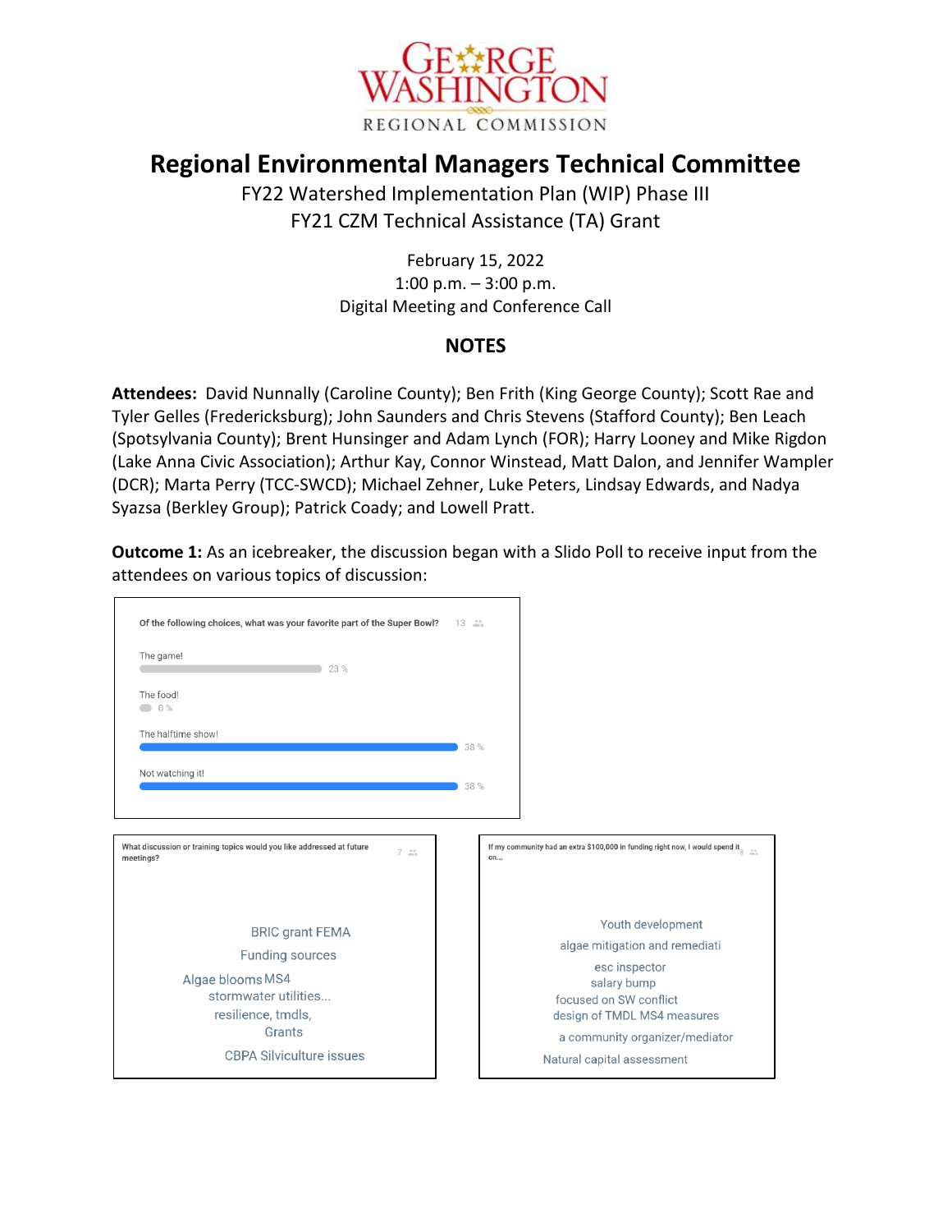GEORGE WASHINGTON
REGIONAL COMMISSION

# Regional Environmental Managers Technical Committee

FY22 Watershed Implementation Plan (WIP) Phase III
FY21 CZM Technical Assistance (TA) Grant

February 15, 2022
1:00 p.m. – 3:00 p.m.
Digital Meeting and Conference Call

## NOTES

**Attendees:** David Nunnally (Caroline County); Ben Frith (King George County); Scott Rae and Tyler Gelles (Fredericksburg); John Saunders and Chris Stevens (Stafford County); Ben Leach (Spotsylvania County); Brent Hunsinger and Adam Lynch (FOR); Harry Looney and Mike Rigdon (Lake Anna Civic Association); Arthur Kay, Connor Winstead, Matt Dalon, and Jennifer Wampler (DCR); Marta Perry (TCC-SWCD); Michael Zehner, Luke Peters, Lindsay Edwards, and Nadya Syazsa (Berkley Group); Patrick Coady; and Lowell Pratt.

**Outcome 1:** As an icebreaker, the discussion began with a Slido Poll to receive input from the attendees on various topics of discussion:

**Of the following choices, what was your favorite part of the Super Bowl?** (13 participants)

| Choice | % |
|---|---|
| The game! | 23 % |
| The food! | 0 % |
| The halftime show! | 38 % |
| Not watching it! | 38 % |

**What discussion or training topics would you like addressed at future meetings?** (7 participants)

- BRIC grant FEMA
- Funding sources
- Algae blooms
- MS4
- stormwater utilities...
- resilience, tmdls,
- Grants
- CBPA Silviculture issues

**If my community had an extra $100,000 in funding right now, I would spend it on...** (8 participants)

- Youth development
- algae mitigation and remediati
- esc inspector salary bump
- focused on SW conflict
- design of TMDL MS4 measures
- a community organizer/mediator
- Natural capital assessment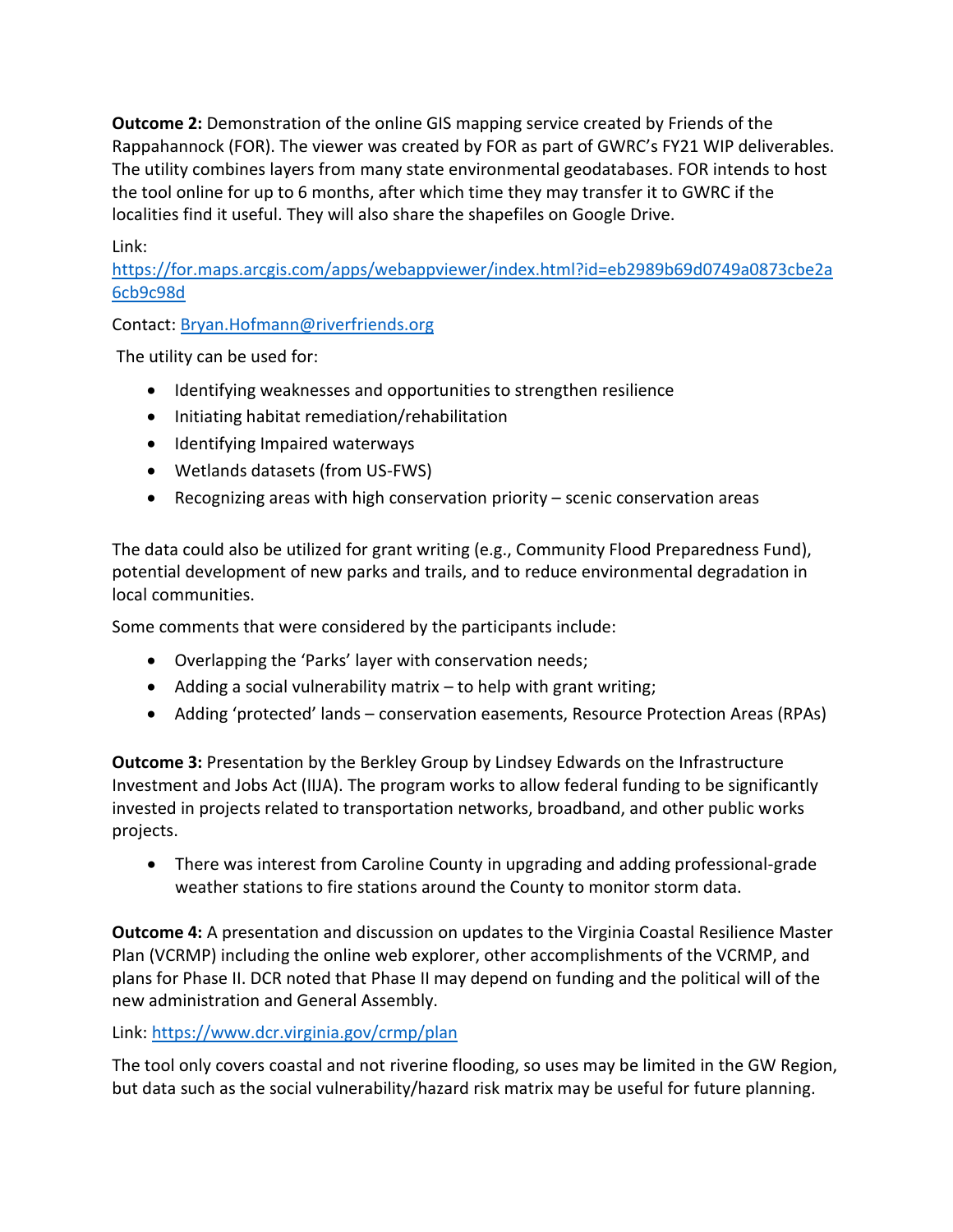**Outcome 2:** Demonstration of the online GIS mapping service created by Friends of the Rappahannock (FOR). The viewer was created by FOR as part of GWRC's FY21 WIP deliverables. The utility combines layers from many state environmental geodatabases. FOR intends to host the tool online for up to 6 months, after which time they may transfer it to GWRC if the localities find it useful. They will also share the shapefiles on Google Drive.

Link: https://for.maps.arcgis.com/apps/webappviewer/index.html?id=eb2989b69d0749a0873cbe2a6cb9c98d

Contact: Bryan.Hofmann@riverfriends.org

The utility can be used for:

- Identifying weaknesses and opportunities to strengthen resilience
- Initiating habitat remediation/rehabilitation
- Identifying Impaired waterways
- Wetlands datasets (from US-FWS)
- Recognizing areas with high conservation priority – scenic conservation areas

The data could also be utilized for grant writing (e.g., Community Flood Preparedness Fund), potential development of new parks and trails, and to reduce environmental degradation in local communities.

Some comments that were considered by the participants include:

- Overlapping the 'Parks' layer with conservation needs;
- Adding a social vulnerability matrix – to help with grant writing;
- Adding 'protected' lands – conservation easements, Resource Protection Areas (RPAs)

**Outcome 3:** Presentation by the Berkley Group by Lindsey Edwards on the Infrastructure Investment and Jobs Act (IIJA). The program works to allow federal funding to be significantly invested in projects related to transportation networks, broadband, and other public works projects.

- There was interest from Caroline County in upgrading and adding professional-grade weather stations to fire stations around the County to monitor storm data.

**Outcome 4:** A presentation and discussion on updates to the Virginia Coastal Resilience Master Plan (VCRMP) including the online web explorer, other accomplishments of the VCRMP, and plans for Phase II. DCR noted that Phase II may depend on funding and the political will of the new administration and General Assembly.

Link: https://www.dcr.virginia.gov/crmp/plan

The tool only covers coastal and not riverine flooding, so uses may be limited in the GW Region, but data such as the social vulnerability/hazard risk matrix may be useful for future planning.